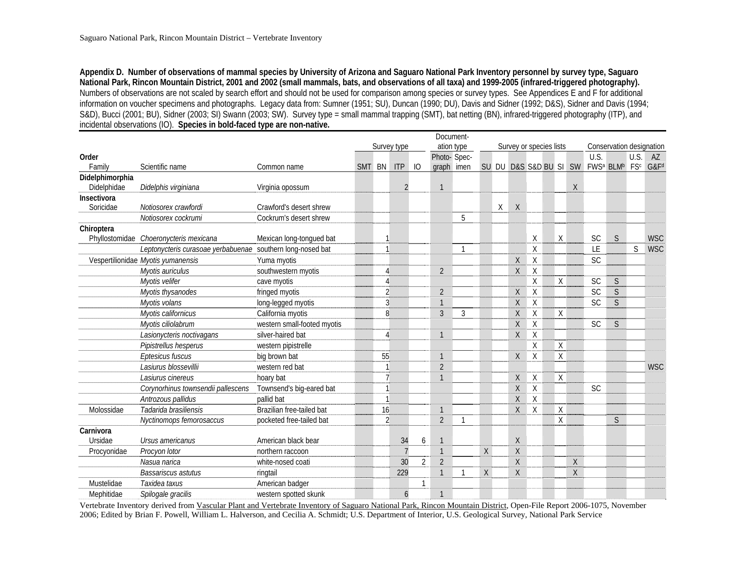**Appendix D. Number of observations of mammal species by University of Arizona and Saguaro National Park Inventory personnel by survey type, Saguaro National Park, Rincon Mountain District, 2001 and 2002 (small mammals, bats, and observations of all taxa) and 1999-2005 (infrared-triggered photography).** Numbers of observations are not scaled by search effort and should not be used for comparison among species or survey types. See Appendices E and F for additional information on voucher specimens and photographs. Legacy data from: Sumner (1951; SU), Duncan (1990; DU), Davis and Sidner (1992; D&S), Sidner and Davis (1994; S&D), Bucci (2001; BU), Sidner (2003; SI) Swann (2003; SW). Survey type = small mammal trapping (SMT), bat netting (BN), infrared-triggered photography (ITP), and incidental observations (IO). **Species in bold-faced type are non-native.**

| Order / Family | Scientific name | Common name | Survey type | | | | Documentation type | | Survey or species lists | | | | | | | Conservation designation | | | |
|---|---|---|---|---|---|---|---|---|---|---|---|---|---|---|---|---|---|---|---|
| | | | SMT | BN | ITP | IO | Photograph | Specimen | SU | DU | D&S | S&D | BU | SI | SW | U.S. FWS[a] | BLM[b] | U.S. FS[c] | AZ G&F[d] |
| **Didelphimorphia** | | | | | | | | | | | | | | | | | | | |
| Didelphidae | *Didelphis virginiana* | Virginia opossum | | | 2 | | 1 | | | | | | | | X | | | | |
| **Insectivora** | | | | | | | | | | | | | | | | | | | |
| Soricidae | *Notiosorex crawfordi* | Crawford's desert shrew | | | | | | | | X | X | | | | | | | | |
| | *Notiosorex cockrumi* | Cockrum's desert shrew | | | | | | 5 | | | | | | | | | | | |
| **Chiroptera** | | | | | | | | | | | | | | | | | | | |
| Phyllostomidae | *Choeronycteris mexicana* | Mexican long-tongued bat | | 1 | | | | | | | | X | | X | | SC | S | | WSC |
| | *Leptonycteris curasoae yerbabuenae* | southern long-nosed bat | | 1 | | | | 1 | | | | X | | | | LE | | S | WSC |
| Vespertilionidae | *Myotis yumanensis* | Yuma myotis | | | | | | | | | X | X | | | | SC | | | |
| | *Myotis auriculus* | southwestern myotis | | 4 | | | 2 | | | | X | X | | | | | | | |
| | *Myotis velifer* | cave myotis | | 4 | | | | | | | | X | | X | | SC | S | | |
| | *Myotis thysanodes* | fringed myotis | | 2 | | | 2 | | | | X | X | | | | SC | S | | |
| | *Myotis volans* | long-legged myotis | | 3 | | | 1 | | | | X | X | | | | SC | S | | |
| | *Myotis californicus* | California myotis | | 8 | | | 3 | 3 | | | X | X | | X | | | | | |
| | *Myotis ciliolabrum* | western small-footed myotis | | | | | | | | | X | X | | | | SC | S | | |
| | *Lasionycteris noctivagans* | silver-haired bat | | 4 | | | 1 | | | | X | X | | | | | | | |
| | *Pipistrellus hesperus* | western pipistrelle | | | | | | | | | | X | | X | | | | | |
| | *Eptesicus fuscus* | big brown bat | | 55 | | | 1 | | | | X | X | | X | | | | | |
| | *Lasiurus blossevillii* | western red bat | | 1 | | | 2 | | | | | | | | | | | | WSC |
| | *Lasiurus cinereus* | hoary bat | | 7 | | | 1 | | | | X | X | | X | | | | | |
| | *Corynorhinus townsendii pallescens* | Townsend's big-eared bat | | 1 | | | | | | | X | X | | | | SC | | | |
| | *Antrozous pallidus* | pallid bat | | 1 | | | | | | | X | X | | | | | | | |
| Molossidae | *Tadarida brasiliensis* | Brazilian free-tailed bat | | 16 | | | 1 | | | | X | X | | X | | | | | |
| | *Nyctinomops femorosaccus* | pocketed free-tailed bat | | 2 | | | 2 | 1 | | | | | | X | | | S | | |
| **Carnivora** | | | | | | | | | | | | | | | | | | | |
| Ursidae | *Ursus americanus* | American black bear | | | 34 | 6 | 1 | | | | X | | | | | | | | |
| Procyonidae | *Procyon lotor* | northern raccoon | | | 7 | | 1 | | X | | X | | | | | | | | |
| | *Nasua narica* | white-nosed coati | | | 30 | 2 | 2 | | | | X | | | | X | | | | |
| | *Bassariscus astutus* | ringtail | | | 229 | | 1 | 1 | X | | X | | | | X | | | | |
| Mustelidae | *Taxidea taxus* | American badger | | | | 1 | | | | | | | | | | | | | |
| Mephitidae | *Spilogale gracilis* | western spotted skunk | | | 6 | | 1 | | | | | | | | | | | | |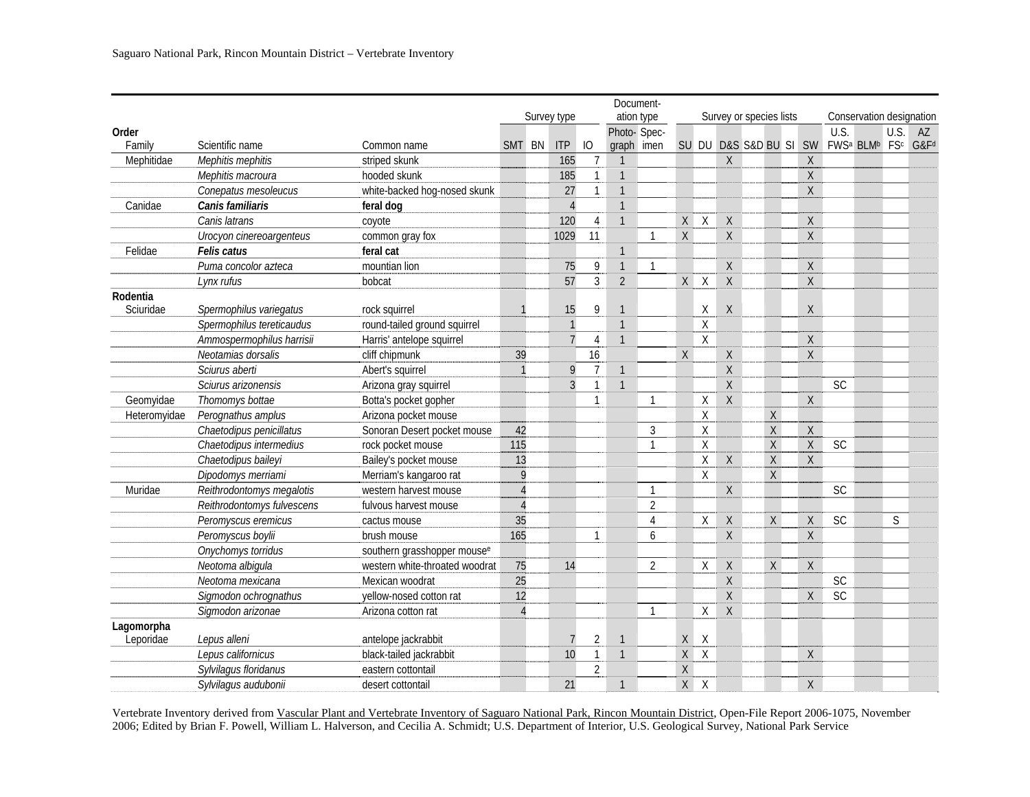| Order / Family | Scientific name | Common name | Survey type | | | | Documentation type | | Survey or species lists | | | | | | | Conservation designation | | | |
|---|---|---|---|---|---|---|---|---|---|---|---|---|---|---|---|---|---|---|---|
| | | | SMT | BN | ITP | IO | Photograph | Specimen | SU | DU | D&S | S&D | BU | SI | SW | U.S. FWS[a] | BLM[b] | U.S. FS[c] | AZ G&F[d] |
| Mephitidae | *Mephitis mephitis* | striped skunk | | | 165 | 7 | 1 | | | | X | | | | X | | | | |
| | *Mephitis macroura* | hooded skunk | | | 185 | 1 | 1 | | | | | | | | X | | | | |
| | *Conepatus mesoleucus* | white-backed hog-nosed skunk | | | 27 | 1 | 1 | | | | | | | | X | | | | |
| Canidae | ***Canis familiaris*** | **feral dog** | | | 4 | | 1 | | | | | | | | | | | | |
| | *Canis latrans* | coyote | | | 120 | 4 | 1 | | X | X | X | | | | X | | | | |
| | *Urocyon cinereoargenteus* | common gray fox | | | 1029 | 11 | | 1 | X | | X | | | | X | | | | |
| Felidae | ***Felis catus*** | **feral cat** | | | | | 1 | | | | | | | | | | | | |
| | *Puma concolor azteca* | mountian lion | | | 75 | 9 | 1 | 1 | | | X | | | | X | | | | |
| | *Lynx rufus* | bobcat | | | 57 | 3 | 2 | | X | X | X | | | | X | | | | |
| **Rodentia** | | | | | | | | | | | | | | | | | | | |
| Sciuridae | *Spermophilus variegatus* | rock squirrel | 1 | | 15 | 9 | 1 | | | X | X | | | | X | | | | |
| | *Spermophilus tereticaudus* | round-tailed ground squirrel | | | 1 | | 1 | | | X | | | | | | | | | |
| | *Ammospermophilus harrisii* | Harris' antelope squirrel | | | 7 | 4 | 1 | | | X | | | | | X | | | | |
| | *Neotamias dorsalis* | cliff chipmunk | 39 | | | 16 | | | X | | X | | | | X | | | | |
| | *Sciurus aberti* | Abert's squirrel | 1 | | 9 | 7 | 1 | | | | X | | | | | | | | |
| | *Sciurus arizonensis* | Arizona gray squirrel | | | 3 | 1 | 1 | | | | X | | | | | SC | | | |
| Geomyidae | *Thomomys bottae* | Botta's pocket gopher | | | | 1 | | 1 | | X | X | | | | X | | | | |
| Heteromyidae | *Perognathus amplus* | Arizona pocket mouse | | | | | | | | X | | | X | | | | | | |
| | *Chaetodipus penicillatus* | Sonoran Desert pocket mouse | 42 | | | | | 3 | | X | | | X | | X | | | | |
| | *Chaetodipus intermedius* | rock pocket mouse | 115 | | | | | 1 | | X | | | X | | X | SC | | | |
| | *Chaetodipus baileyi* | Bailey's pocket mouse | 13 | | | | | | | X | X | | X | | X | | | | |
| | *Dipodomys merriami* | Merriam's kangaroo rat | 9 | | | | | | | X | | | X | | | | | | |
| Muridae | *Reithrodontomys megalotis* | western harvest mouse | 4 | | | | | 1 | | | X | | | | | SC | | | |
| | *Reithrodontomys fulvescens* | fulvous harvest mouse | 4 | | | | | 2 | | | | | | | | | | | |
| | *Peromyscus eremicus* | cactus mouse | 35 | | | | | 4 | | X | X | | X | | X | SC | | S | |
| | *Peromyscus boylii* | brush mouse | 165 | | | 1 | | 6 | | | X | | | | X | | | | |
| | *Onychomys torridus* | southern grasshopper mouse[e] | | | | | | | | | | | | | | | | | |
| | *Neotoma albigula* | western white-throated woodrat | 75 | | 14 | | | 2 | | X | X | | X | | X | | | | |
| | *Neotoma mexicana* | Mexican woodrat | 25 | | | | | | | | X | | | | | SC | | | |
| | *Sigmodon ochrognathus* | yellow-nosed cotton rat | 12 | | | | | | | | X | | | | X | SC | | | |
| | *Sigmodon arizonae* | Arizona cotton rat | 4 | | | | | 1 | | X | X | | | | | | | | |
| **Lagomorpha** | | | | | | | | | | | | | | | | | | | |
| Leporidae | *Lepus alleni* | antelope jackrabbit | | | 7 | 2 | 1 | | X | X | | | | | | | | | |
| | *Lepus californicus* | black-tailed jackrabbit | | | 10 | 1 | 1 | | X | X | | | | | X | | | | |
| | *Sylvilagus floridanus* | eastern cottontail | | | | 2 | | | X | | | | | | | | | | |
| | *Sylvilagus audubonii* | desert cottontail | | | 21 | | 1 | | X | X | | | | | X | | | | |

Vertebrate Inventory derived from Vascular Plant and Vertebrate Inventory of Saguaro National Park, Rincon Mountain District, Open-File Report 2006-1075, November 2006; Edited by Brian F. Powell, William L. Halverson, and Cecilia A. Schmidt; U.S. Department of Interior, U.S. Geological Survey, National Park Service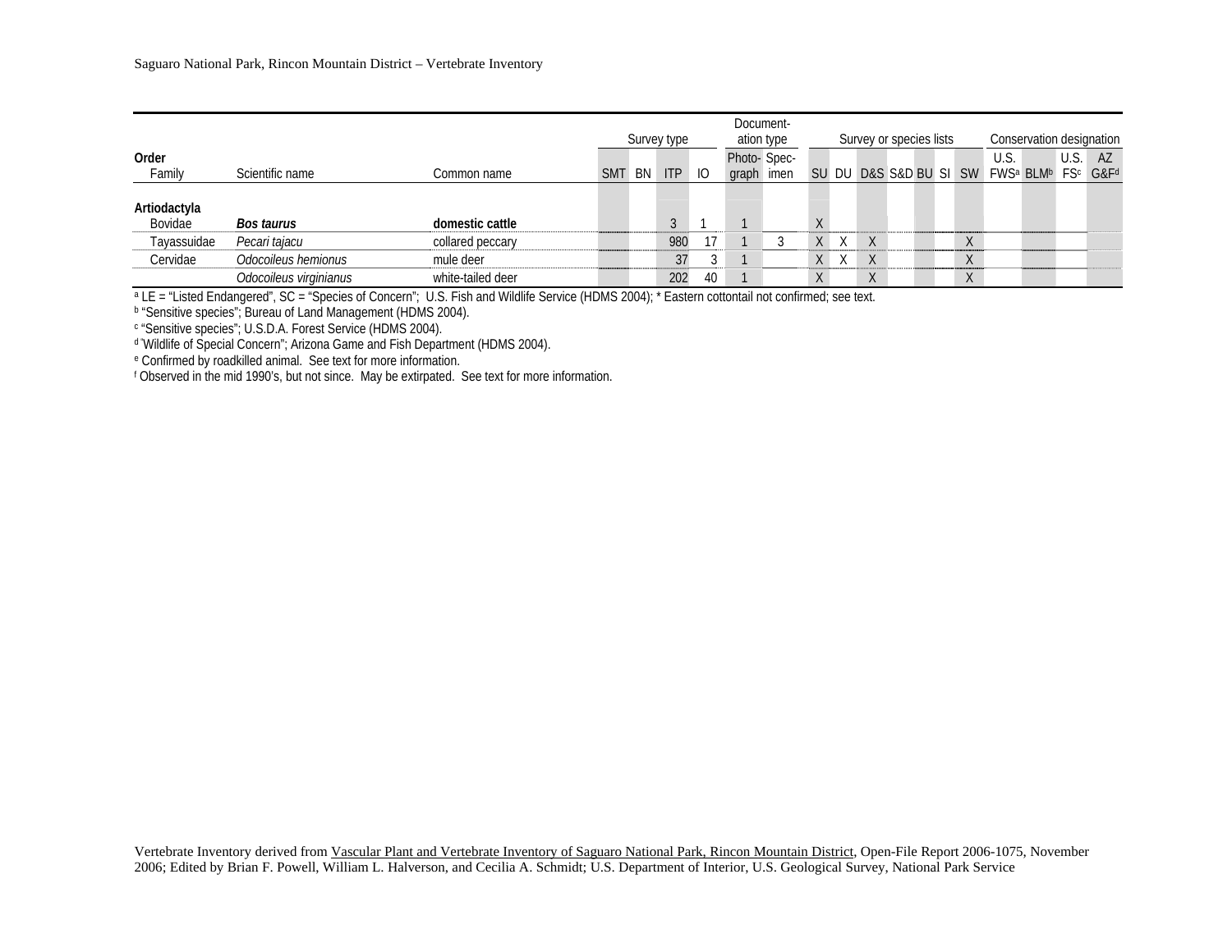| Order Family | Scientific name | Common name | Survey type SMT | BN | ITP | IO | Document-ation type Photo-graph | Spec-imen | Survey or species lists SU | DU | D&S | S&D | BU | SI | SW | Conservation designation U.S. FWS[a] | BLM[b] | U.S. FS[c] | AZ G&F[d] |
|---|---|---|---|---|---|---|---|---|---|---|---|---|---|---|---|---|---|---|---|
| **Artiodactyla** | | | | | | | | | | | | | | | | | | | |
| Bovidae | ***Bos taurus*** | **domestic cattle** | | | 3 | 1 | 1 | | X | | | | | | | | | | |
| Tayassuidae | *Pecari tajacu* | collared peccary | | | 980 | 17 | 1 | 3 | X | X | X | | | | X | | | | |
| Cervidae | *Odocoileus hemionus* | mule deer | | | 37 | 3 | 1 | | X | X | X | | | | X | | | | |
| | *Odocoileus virginianus* | white-tailed deer | | | 202 | 40 | 1 | | X | | X | | | | X | | | | |

[a] LE = "Listed Endangered", SC = "Species of Concern"; U.S. Fish and Wildlife Service (HDMS 2004); * Eastern cottontail not confirmed; see text.

[b] "Sensitive species"; Bureau of Land Management (HDMS 2004).

[c] "Sensitive species"; U.S.D.A. Forest Service (HDMS 2004).

[d] "Wildlife of Special Concern"; Arizona Game and Fish Department (HDMS 2004).

[e] Confirmed by roadkilled animal. See text for more information.

[f] Observed in the mid 1990's, but not since. May be extirpated. See text for more information.